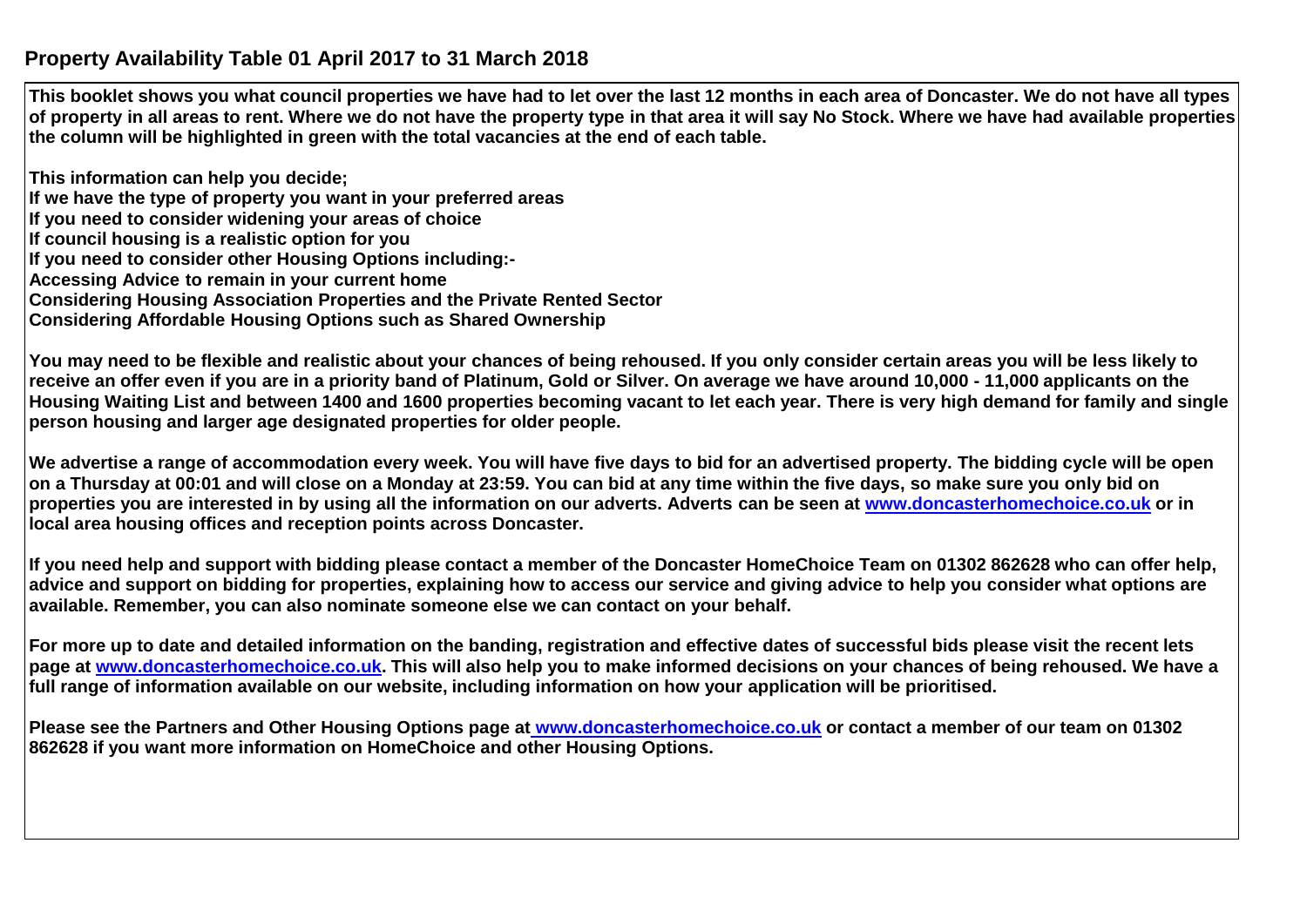# Property Availability Table 01 April 2017 to 31 March 2018

**This booklet shows you what council properties we have had to let over the last 12 months in each area of Doncaster. We do not have all types of property in all areas to rent. Where we do not have the property type in that area it will say No Stock. Where we have had available properties the column will be highlighted in green with the total vacancies at the end of each table.**

**This information can help you decide;**
**If we have the type of property you want in your preferred areas**
**If you need to consider widening your areas of choice**
**If council housing is a realistic option for you**
**If you need to consider other Housing Options including:-**
**Accessing Advice to remain in your current home**
**Considering Housing Association Properties and the Private Rented Sector**
**Considering Affordable Housing Options such as Shared Ownership**

**You may need to be flexible and realistic about your chances of being rehoused. If you only consider certain areas you will be less likely to receive an offer even if you are in a priority band of Platinum, Gold or Silver. On average we have around 10,000 - 11,000 applicants on the Housing Waiting List and between 1400 and 1600 properties becoming vacant to let each year. There is very high demand for family and single person housing and larger age designated properties for older people.**

**We advertise a range of accommodation every week. You will have five days to bid for an advertised property. The bidding cycle will be open on a Thursday at 00:01 and will close on a Monday at 23:59. You can bid at any time within the five days, so make sure you only bid on properties you are interested in by using all the information on our adverts. Adverts can be seen at [www.doncasterhomechoice.co.uk](http://www.doncasterhomechoice.co.uk) or in local area housing offices and reception points across Doncaster.**

**If you need help and support with bidding please contact a member of the Doncaster HomeChoice Team on 01302 862628 who can offer help, advice and support on bidding for properties, explaining how to access our service and giving advice to help you consider what options are available. Remember, you can also nominate someone else we can contact on your behalf.**

**For more up to date and detailed information on the banding, registration and effective dates of successful bids please visit the recent lets page at [www.doncasterhomechoice.co.uk](http://www.doncasterhomechoice.co.uk). This will also help you to make informed decisions on your chances of being rehoused. We have a full range of information available on our website, including information on how your application will be prioritised.**

**Please see the Partners and Other Housing Options page at [www.doncasterhomechoice.co.uk](http://www.doncasterhomechoice.co.uk) or contact a member of our team on 01302 862628 if you want more information on HomeChoice and other Housing Options.**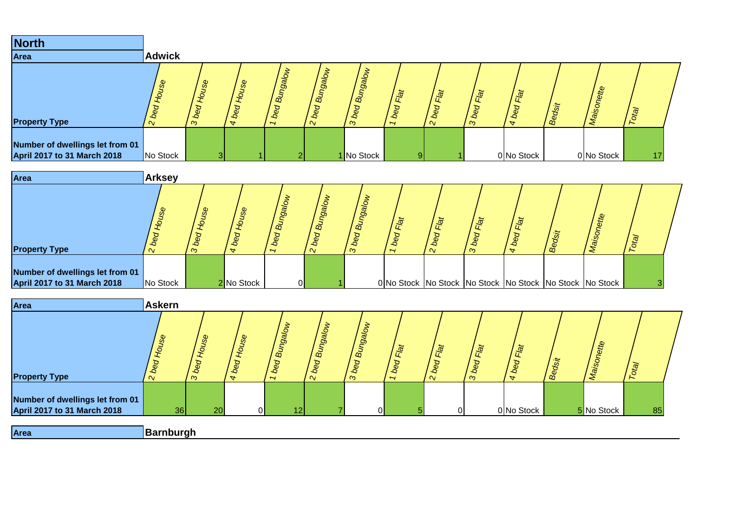## North

| Area | Adwick | | | | | | | | | | | | |
|---|---|---|---|---|---|---|---|---|---|---|---|---|---|
| **Property Type** | *2 bed House* | *3 bed House* | *4 bed House* | *1 bed Bungalow* | *2 bed Bungalow* | *3 bed Bungalow* | *1 bed Flat* | *2 bed Flat* | *3 bed Flat* | *4 bed Flat* | *Bedsit* | *Maisonette* | *Total* |
| **Number of dwellings let from 01 April 2017 to 31 March 2018** | No Stock | 3 | 1 | 2 | 1 | No Stock | 9 | 1 | 0 | No Stock | 0 | No Stock | 17 |

| Area | Arksey | | | | | | | | | | | | |
|---|---|---|---|---|---|---|---|---|---|---|---|---|---|
| **Property Type** | *2 bed House* | *3 bed House* | *4 bed House* | *1 bed Bungalow* | *2 bed Bungalow* | *3 bed Bungalow* | *1 bed Flat* | *2 bed Flat* | *3 bed Flat* | *4 bed Flat* | *Bedsit* | *Maisonette* | *Total* |
| **Number of dwellings let from 01 April 2017 to 31 March 2018** | No Stock | 2 | No Stock | 0 | 1 | 0 | No Stock | No Stock | No Stock | No Stock | No Stock | No Stock | 3 |

| Area | Askern | | | | | | | | | | | | |
|---|---|---|---|---|---|---|---|---|---|---|---|---|---|
| **Property Type** | *2 bed House* | *3 bed House* | *4 bed House* | *1 bed Bungalow* | *2 bed Bungalow* | *3 bed Bungalow* | *1 bed Flat* | *2 bed Flat* | *3 bed Flat* | *4 bed Flat* | *Bedsit* | *Maisonette* | *Total* |
| **Number of dwellings let from 01 April 2017 to 31 March 2018** | 36 | 20 | 0 | 12 | 7 | 0 | 5 | 0 | 0 | No Stock | 5 | No Stock | 85 |

| Area | Barnburgh |
|---|---|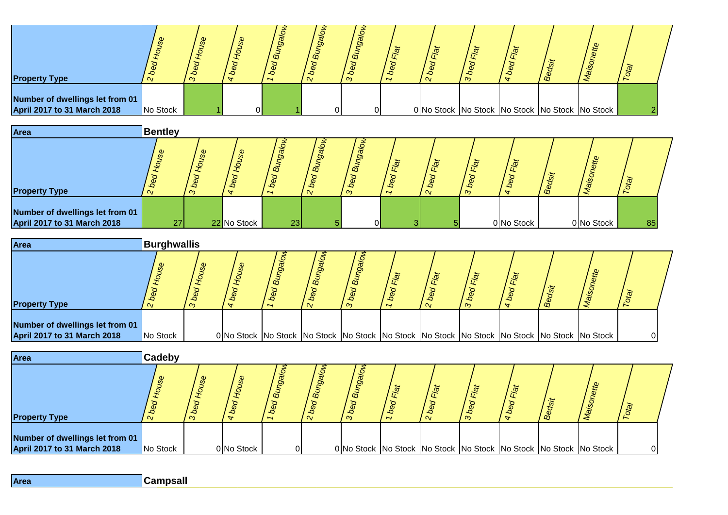| Property Type | 2 bed House | 3 bed House | 4 bed House | 1 bed Bungalow | 2 bed Bungalow | 3 bed Bungalow | 1 bed Flat | 2 bed Flat | 3 bed Flat | 4 bed Flat | Bedsit | Maisonette | Total |
|---|---|---|---|---|---|---|---|---|---|---|---|---|---|
| **Number of dwellings let from 01 April 2017 to 31 March 2018** | No Stock | 1 | 0 | 1 | 0 | 0 | 0 | No Stock | No Stock | No Stock | No Stock | No Stock | 2 |

**Area** | **Bentley**

| Property Type | 2 bed House | 3 bed House | 4 bed House | 1 bed Bungalow | 2 bed Bungalow | 3 bed Bungalow | 1 bed Flat | 2 bed Flat | 3 bed Flat | 4 bed Flat | Bedsit | Maisonette | Total |
|---|---|---|---|---|---|---|---|---|---|---|---|---|---|
| **Number of dwellings let from 01 April 2017 to 31 March 2018** | 27 | 22 | No Stock | 23 | 5 | 0 | 3 | 5 | 0 | No Stock | 0 | No Stock | 85 |

**Area** | **Burghwallis**

| Property Type | 2 bed House | 3 bed House | 4 bed House | 1 bed Bungalow | 2 bed Bungalow | 3 bed Bungalow | 1 bed Flat | 2 bed Flat | 3 bed Flat | 4 bed Flat | Bedsit | Maisonette | Total |
|---|---|---|---|---|---|---|---|---|---|---|---|---|---|
| **Number of dwellings let from 01 April 2017 to 31 March 2018** | No Stock | 0 | No Stock | No Stock | No Stock | No Stock | No Stock | No Stock | No Stock | No Stock | No Stock | No Stock | 0 |

**Area** | **Cadeby**

| Property Type | 2 bed House | 3 bed House | 4 bed House | 1 bed Bungalow | 2 bed Bungalow | 3 bed Bungalow | 1 bed Flat | 2 bed Flat | 3 bed Flat | 4 bed Flat | Bedsit | Maisonette | Total |
|---|---|---|---|---|---|---|---|---|---|---|---|---|---|
| **Number of dwellings let from 01 April 2017 to 31 March 2018** | No Stock | 0 | No Stock | 0 | 0 | No Stock | No Stock | No Stock | No Stock | No Stock | No Stock | No Stock | 0 |

**Area** | **Campsall**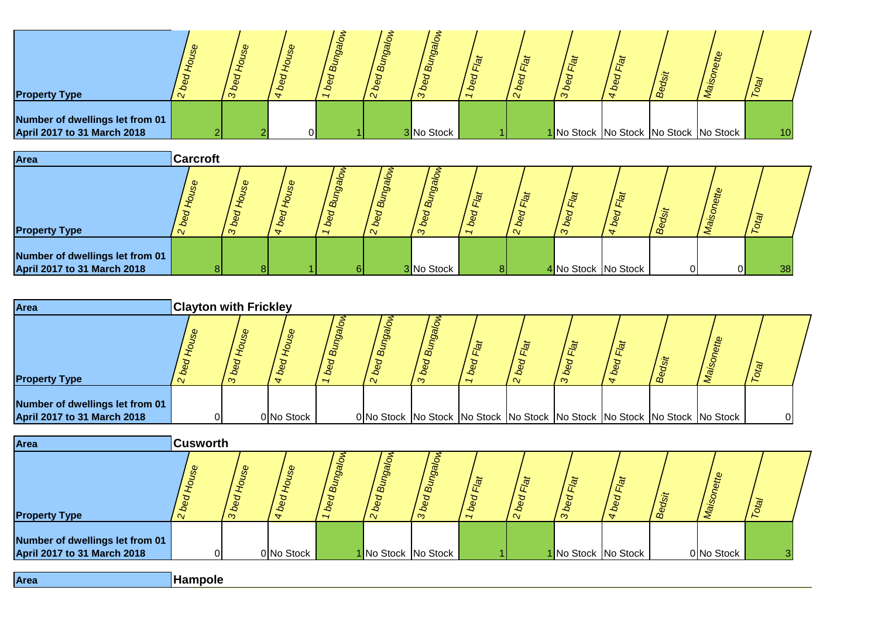| Property Type | 2 bed House | 3 bed House | 4 bed House | 1 bed Bungalow | 2 bed Bungalow | 3 bed Bungalow | 1 bed Flat | 2 bed Flat | 3 bed Flat | 4 bed Flat | Bedsit | Maisonette | Total |
|---|---|---|---|---|---|---|---|---|---|---|---|---|---|
| **Number of dwellings let from 01 April 2017 to 31 March 2018** | 2 | 2 | 0 | 1 | 3 | No Stock | 1 | 1 | No Stock | No Stock | No Stock | No Stock | 10 |

| **Area** | **Carcroft** | | | | | | | | | | | | |
|---|---|---|---|---|---|---|---|---|---|---|---|---|---|
| **Property Type** | 2 bed House | 3 bed House | 4 bed House | 1 bed Bungalow | 2 bed Bungalow | 3 bed Bungalow | 1 bed Flat | 2 bed Flat | 3 bed Flat | 4 bed Flat | Bedsit | Maisonette | Total |
| **Number of dwellings let from 01 April 2017 to 31 March 2018** | 8 | 8 | 1 | 6 | 3 | No Stock | 8 | 4 | No Stock | No Stock | 0 | 0 | 38 |

| **Area** | **Clayton with Frickley** | | | | | | | | | | | | |
|---|---|---|---|---|---|---|---|---|---|---|---|---|---|
| **Property Type** | 2 bed House | 3 bed House | 4 bed House | 1 bed Bungalow | 2 bed Bungalow | 3 bed Bungalow | 1 bed Flat | 2 bed Flat | 3 bed Flat | 4 bed Flat | Bedsit | Maisonette | Total |
| **Number of dwellings let from 01 April 2017 to 31 March 2018** | 0 | 0 | No Stock | 0 | No Stock | No Stock | No Stock | No Stock | No Stock | No Stock | No Stock | No Stock | 0 |

| **Area** | **Cusworth** | | | | | | | | | | | | |
|---|---|---|---|---|---|---|---|---|---|---|---|---|---|
| **Property Type** | 2 bed House | 3 bed House | 4 bed House | 1 bed Bungalow | 2 bed Bungalow | 3 bed Bungalow | 1 bed Flat | 2 bed Flat | 3 bed Flat | 4 bed Flat | Bedsit | Maisonette | Total |
| **Number of dwellings let from 01 April 2017 to 31 March 2018** | 0 | 0 | No Stock | 1 | No Stock | No Stock | 1 | 1 | No Stock | No Stock | 0 | No Stock | 3 |

| **Area** | **Hampole** |
|---|---|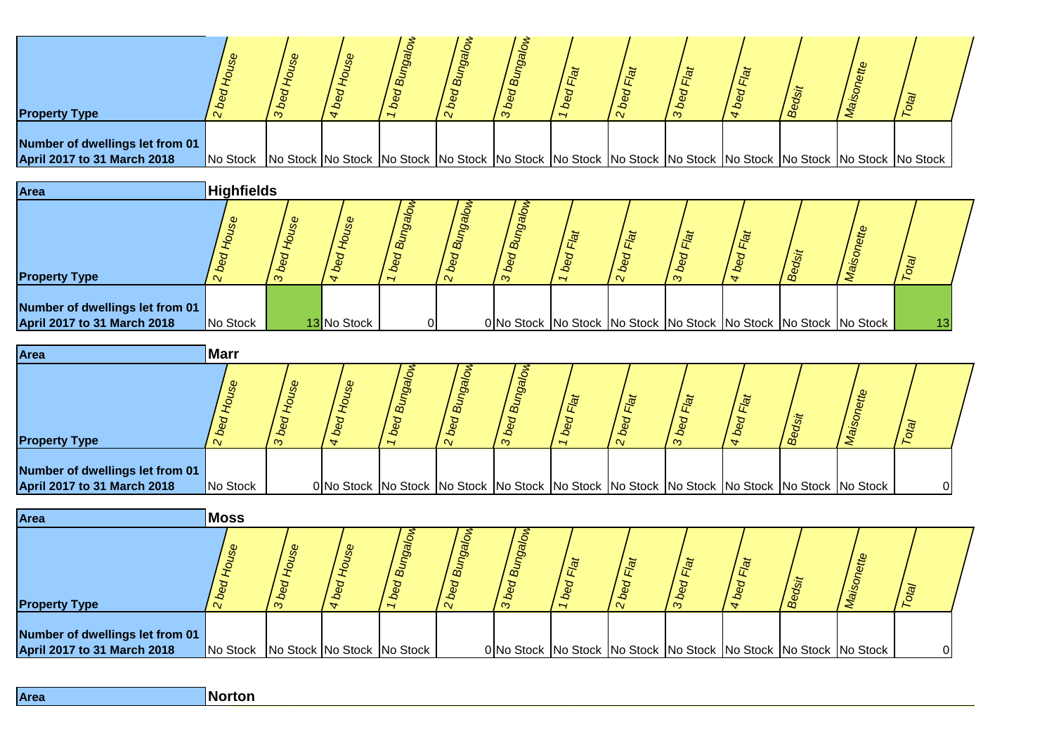| Property Type | 2 bed House | 3 bed House | 4 bed House | 1 bed Bungalow | 2 bed Bungalow | 3 bed Bungalow | 1 bed Flat | 2 bed Flat | 3 bed Flat | 4 bed Flat | Bedsit | Maisonette | Total |
|---|---|---|---|---|---|---|---|---|---|---|---|---|---|
| **Number of dwellings let from 01 April 2017 to 31 March 2018** | No Stock | No Stock | No Stock | No Stock | No Stock | No Stock | No Stock | No Stock | No Stock | No Stock | No Stock | No Stock | No Stock |

**Area** **Highfields**

| Property Type | 2 bed House | 3 bed House | 4 bed House | 1 bed Bungalow | 2 bed Bungalow | 3 bed Bungalow | 1 bed Flat | 2 bed Flat | 3 bed Flat | 4 bed Flat | Bedsit | Maisonette | Total |
|---|---|---|---|---|---|---|---|---|---|---|---|---|---|
| **Number of dwellings let from 01 April 2017 to 31 March 2018** | No Stock | 13 | No Stock | 0 | 0 | No Stock | No Stock | No Stock | No Stock | No Stock | No Stock | No Stock | 13 |

**Area** **Marr**

| Property Type | 2 bed House | 3 bed House | 4 bed House | 1 bed Bungalow | 2 bed Bungalow | 3 bed Bungalow | 1 bed Flat | 2 bed Flat | 3 bed Flat | 4 bed Flat | Bedsit | Maisonette | Total |
|---|---|---|---|---|---|---|---|---|---|---|---|---|---|
| **Number of dwellings let from 01 April 2017 to 31 March 2018** | No Stock | 0 | No Stock | No Stock | No Stock | No Stock | No Stock | No Stock | No Stock | No Stock | No Stock | No Stock | 0 |

**Area** **Moss**

| Property Type | 2 bed House | 3 bed House | 4 bed House | 1 bed Bungalow | 2 bed Bungalow | 3 bed Bungalow | 1 bed Flat | 2 bed Flat | 3 bed Flat | 4 bed Flat | Bedsit | Maisonette | Total |
|---|---|---|---|---|---|---|---|---|---|---|---|---|---|
| **Number of dwellings let from 01 April 2017 to 31 March 2018** | No Stock | No Stock | No Stock | No Stock | 0 | No Stock | No Stock | No Stock | No Stock | No Stock | No Stock | No Stock | 0 |

**Area** **Norton**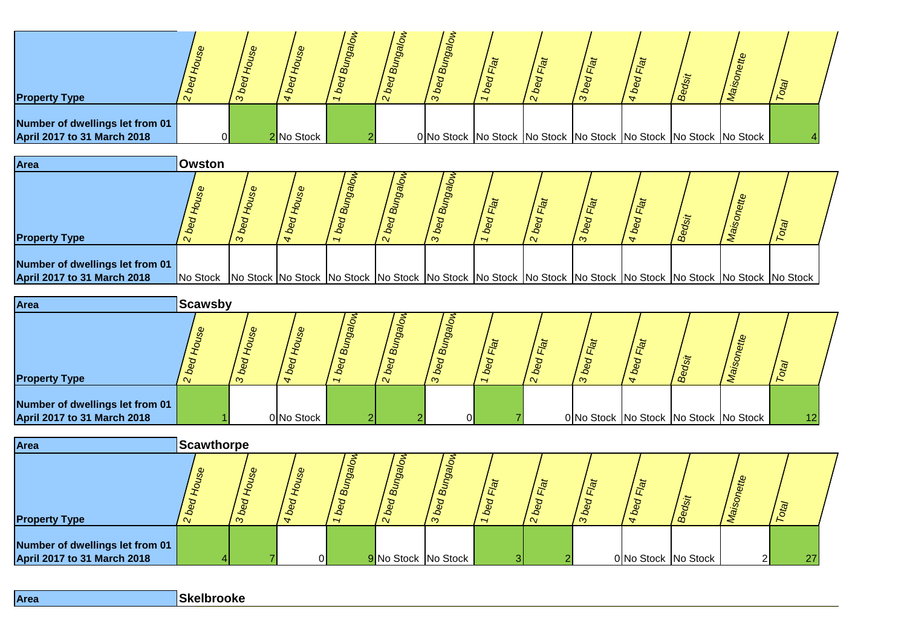| Property Type | 2 bed House | 3 bed House | 4 bed House | 1 bed Bungalow | 2 bed Bungalow | 3 bed Bungalow | 1 bed Flat | 2 bed Flat | 3 bed Flat | 4 bed Flat | Bedsit | Maisonette | Total |
|---|---|---|---|---|---|---|---|---|---|---|---|---|---|
| Number of dwellings let from 01 April 2017 to 31 March 2018 | 0 | 2 | No Stock | 2 | 0 | No Stock | No Stock | No Stock | No Stock | No Stock | No Stock | No Stock | 4 |

| Area | Owston | | | | | | | | | | | | |
|---|---|---|---|---|---|---|---|---|---|---|---|---|---|
| Property Type | 2 bed House | 3 bed House | 4 bed House | 1 bed Bungalow | 2 bed Bungalow | 3 bed Bungalow | 1 bed Flat | 2 bed Flat | 3 bed Flat | 4 bed Flat | Bedsit | Maisonette | Total |
| Number of dwellings let from 01 April 2017 to 31 March 2018 | No Stock | No Stock | No Stock | No Stock | No Stock | No Stock | No Stock | No Stock | No Stock | No Stock | No Stock | No Stock | No Stock |

| Area | Scawsby | | | | | | | | | | | | |
|---|---|---|---|---|---|---|---|---|---|---|---|---|---|
| Property Type | 2 bed House | 3 bed House | 4 bed House | 1 bed Bungalow | 2 bed Bungalow | 3 bed Bungalow | 1 bed Flat | 2 bed Flat | 3 bed Flat | 4 bed Flat | Bedsit | Maisonette | Total |
| Number of dwellings let from 01 April 2017 to 31 March 2018 | 1 | 0 | No Stock | 2 | 2 | 0 | 7 | 0 | No Stock | No Stock | No Stock | No Stock | 12 |

| Area | Scawthorpe | | | | | | | | | | | | |
|---|---|---|---|---|---|---|---|---|---|---|---|---|---|
| Property Type | 2 bed House | 3 bed House | 4 bed House | 1 bed Bungalow | 2 bed Bungalow | 3 bed Bungalow | 1 bed Flat | 2 bed Flat | 3 bed Flat | 4 bed Flat | Bedsit | Maisonette | Total |
| Number of dwellings let from 01 April 2017 to 31 March 2018 | 4 | 7 | 0 | 9 | No Stock | No Stock | 3 | 2 | 0 | No Stock | No Stock | 2 | 27 |

| Area | Skelbrooke |
|---|---|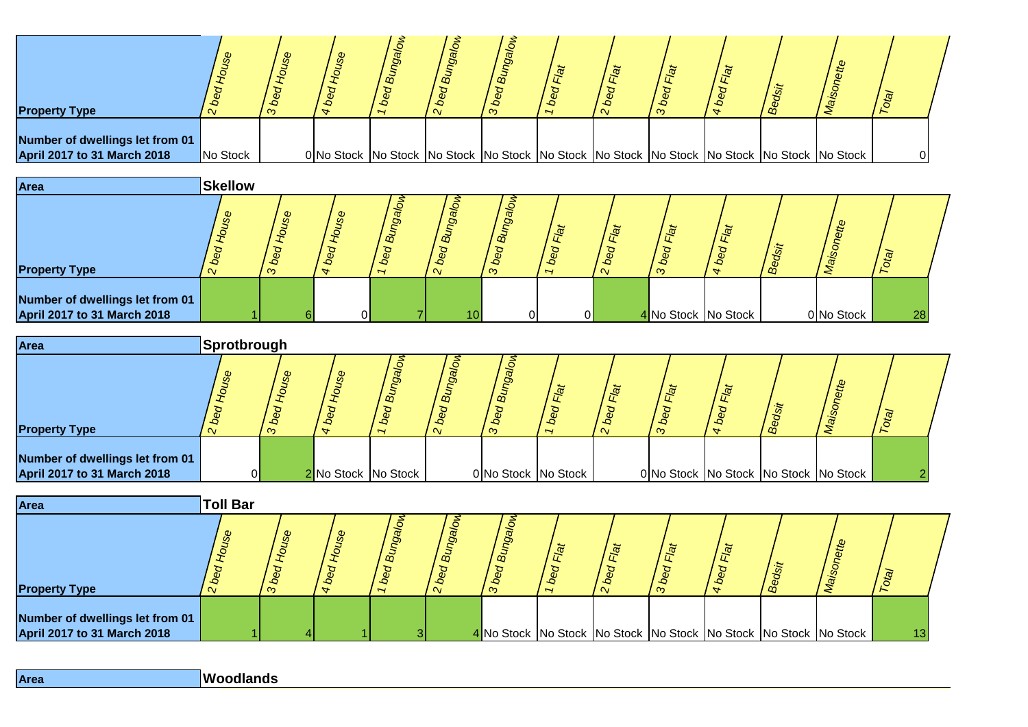| Property Type | 2 bed House | 3 bed House | 4 bed House | 1 bed Bungalow | 2 bed Bungalow | 3 bed Bungalow | 1 bed Flat | 2 bed Flat | 3 bed Flat | 4 bed Flat | Bedsit | Maisonette | Total |
|---|---|---|---|---|---|---|---|---|---|---|---|---|---|
| **Number of dwellings let from 01 April 2017 to 31 March 2018** | No Stock | 0 | No Stock | No Stock | No Stock | No Stock | No Stock | No Stock | No Stock | No Stock | No Stock | No Stock | 0 |

| **Area** | **Skellow** | | | | | | | | | | | | |
|---|---|---|---|---|---|---|---|---|---|---|---|---|---|
| **Property Type** | 2 bed House | 3 bed House | 4 bed House | 1 bed Bungalow | 2 bed Bungalow | 3 bed Bungalow | 1 bed Flat | 2 bed Flat | 3 bed Flat | 4 bed Flat | Bedsit | Maisonette | Total |
| **Number of dwellings let from 01 April 2017 to 31 March 2018** | 1 | 6 | 0 | 7 | 10 | 0 | 0 | 4 | No Stock | No Stock | 0 | No Stock | 28 |

| **Area** | **Sprotbrough** | | | | | | | | | | | | |
|---|---|---|---|---|---|---|---|---|---|---|---|---|---|
| **Property Type** | 2 bed House | 3 bed House | 4 bed House | 1 bed Bungalow | 2 bed Bungalow | 3 bed Bungalow | 1 bed Flat | 2 bed Flat | 3 bed Flat | 4 bed Flat | Bedsit | Maisonette | Total |
| **Number of dwellings let from 01 April 2017 to 31 March 2018** | 0 | 2 | No Stock | No Stock | 0 | No Stock | No Stock | 0 | No Stock | No Stock | No Stock | No Stock | 2 |

| **Area** | **Toll Bar** | | | | | | | | | | | | |
|---|---|---|---|---|---|---|---|---|---|---|---|---|---|
| **Property Type** | 2 bed House | 3 bed House | 4 bed House | 1 bed Bungalow | 2 bed Bungalow | 3 bed Bungalow | 1 bed Flat | 2 bed Flat | 3 bed Flat | 4 bed Flat | Bedsit | Maisonette | Total |
| **Number of dwellings let from 01 April 2017 to 31 March 2018** | 1 | 4 | 1 | 3 | 4 | No Stock | No Stock | No Stock | No Stock | No Stock | No Stock | No Stock | 13 |

| **Area** | **Woodlands** |
|---|---|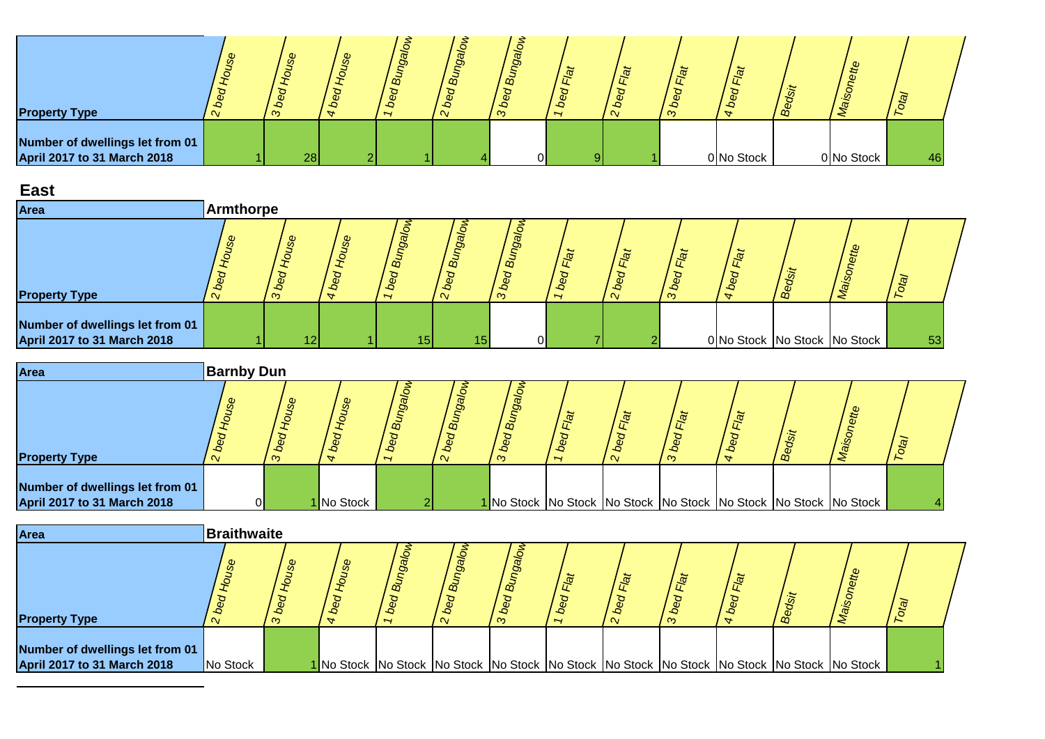| Property Type | 2 bed House | 3 bed House | 4 bed House | 1 bed Bungalow | 2 bed Bungalow | 3 bed Bungalow | 1 bed Flat | 2 bed Flat | 3 bed Flat | 4 bed Flat | Bedsit | Maisonette | Total |
|---|---|---|---|---|---|---|---|---|---|---|---|---|---|
| Number of dwellings let from 01 April 2017 to 31 March 2018 | 1 | 28 | 2 | 1 | 4 | 0 | 9 | 1 | 0 | No Stock | 0 | No Stock | 46 |

## East

**Area: Armthorpe**

| Property Type | 2 bed House | 3 bed House | 4 bed House | 1 bed Bungalow | 2 bed Bungalow | 3 bed Bungalow | 1 bed Flat | 2 bed Flat | 3 bed Flat | 4 bed Flat | Bedsit | Maisonette | Total |
|---|---|---|---|---|---|---|---|---|---|---|---|---|---|
| Number of dwellings let from 01 April 2017 to 31 March 2018 | 1 | 12 | 1 | 15 | 15 | 0 | 7 | 2 | 0 | No Stock | No Stock | No Stock | 53 |

**Area: Barnby Dun**

| Property Type | 2 bed House | 3 bed House | 4 bed House | 1 bed Bungalow | 2 bed Bungalow | 3 bed Bungalow | 1 bed Flat | 2 bed Flat | 3 bed Flat | 4 bed Flat | Bedsit | Maisonette | Total |
|---|---|---|---|---|---|---|---|---|---|---|---|---|---|
| Number of dwellings let from 01 April 2017 to 31 March 2018 | 0 | 1 | No Stock | 2 | 1 | No Stock | No Stock | No Stock | No Stock | No Stock | No Stock | No Stock | 4 |

**Area: Braithwaite**

| Property Type | 2 bed House | 3 bed House | 4 bed House | 1 bed Bungalow | 2 bed Bungalow | 3 bed Bungalow | 1 bed Flat | 2 bed Flat | 3 bed Flat | 4 bed Flat | Bedsit | Maisonette | Total |
|---|---|---|---|---|---|---|---|---|---|---|---|---|---|
| Number of dwellings let from 01 April 2017 to 31 March 2018 | No Stock | 1 | No Stock | No Stock | No Stock | No Stock | No Stock | No Stock | No Stock | No Stock | No Stock | No Stock | 1 |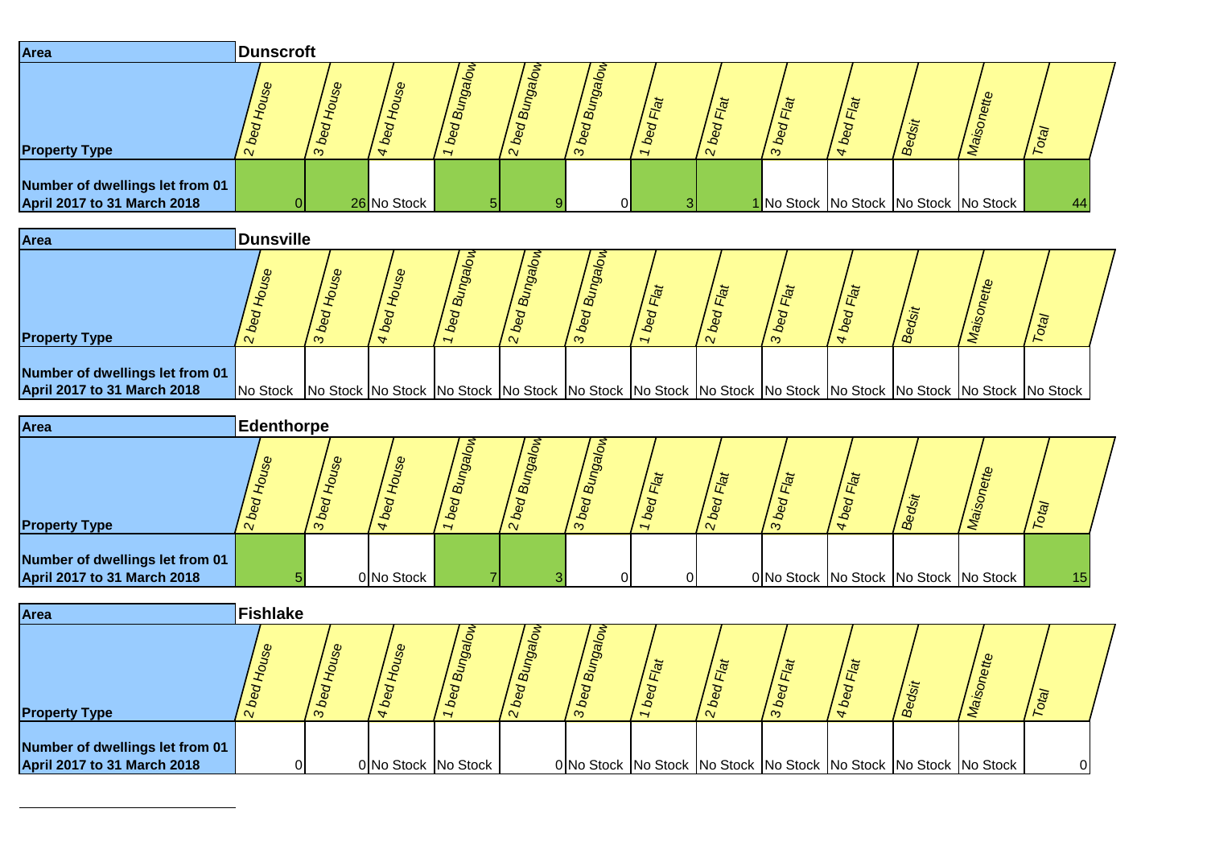| Area | Dunscroft | | | | | | | | | | | | |
|---|---|---|---|---|---|---|---|---|---|---|---|---|---|
| Property Type | 2 bed House | 3 bed House | 4 bed House | 1 bed Bungalow | 2 bed Bungalow | 3 bed Bungalow | 1 bed Flat | 2 bed Flat | 3 bed Flat | 4 bed Flat | Bedsit | Maisonette | Total |
| Number of dwellings let from 01 April 2017 to 31 March 2018 | 0 | 26 | No Stock | 5 | 9 | 0 | 3 | 1 | No Stock | No Stock | No Stock | No Stock | 44 |

| Area | Dunsville | | | | | | | | | | | | |
|---|---|---|---|---|---|---|---|---|---|---|---|---|---|
| Property Type | 2 bed House | 3 bed House | 4 bed House | 1 bed Bungalow | 2 bed Bungalow | 3 bed Bungalow | 1 bed Flat | 2 bed Flat | 3 bed Flat | 4 bed Flat | Bedsit | Maisonette | Total |
| Number of dwellings let from 01 April 2017 to 31 March 2018 | No Stock | No Stock | No Stock | No Stock | No Stock | No Stock | No Stock | No Stock | No Stock | No Stock | No Stock | No Stock | No Stock |

| Area | Edenthorpe | | | | | | | | | | | | |
|---|---|---|---|---|---|---|---|---|---|---|---|---|---|
| Property Type | 2 bed House | 3 bed House | 4 bed House | 1 bed Bungalow | 2 bed Bungalow | 3 bed Bungalow | 1 bed Flat | 2 bed Flat | 3 bed Flat | 4 bed Flat | Bedsit | Maisonette | Total |
| Number of dwellings let from 01 April 2017 to 31 March 2018 | 5 | 0 | No Stock | 7 | 3 | 0 | 0 | 0 | No Stock | No Stock | No Stock | No Stock | 15 |

| Area | Fishlake | | | | | | | | | | | | |
|---|---|---|---|---|---|---|---|---|---|---|---|---|---|
| Property Type | 2 bed House | 3 bed House | 4 bed House | 1 bed Bungalow | 2 bed Bungalow | 3 bed Bungalow | 1 bed Flat | 2 bed Flat | 3 bed Flat | 4 bed Flat | Bedsit | Maisonette | Total |
| Number of dwellings let from 01 April 2017 to 31 March 2018 | 0 | 0 | No Stock | No Stock | 0 | No Stock | No Stock | No Stock | No Stock | No Stock | No Stock | No Stock | 0 |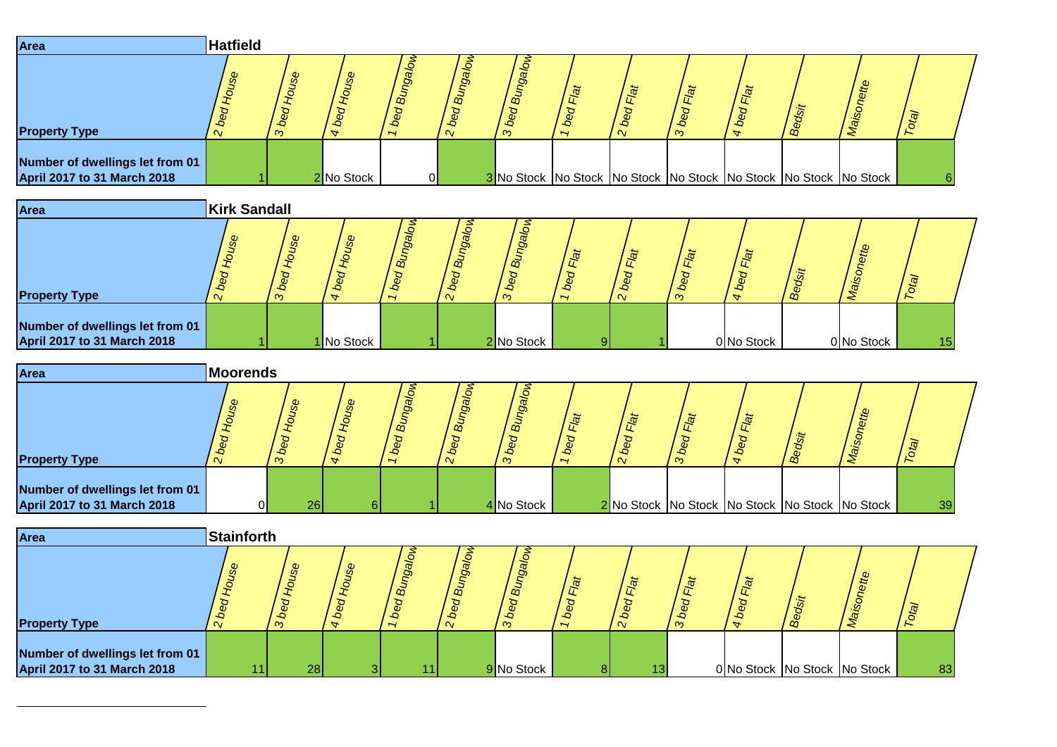| Area | Hatfield | | | | | | | | | | | | |
|---|---|---|---|---|---|---|---|---|---|---|---|---|---|
| Property Type | 2 bed House | 3 bed House | 4 bed House | 1 bed Bungalow | 2 bed Bungalow | 3 bed Bungalow | 1 bed Flat | 2 bed Flat | 3 bed Flat | 4 bed Flat | Bedsit | Maisonette | Total |
| Number of dwellings let from 01 April 2017 to 31 March 2018 | 1 | 2 | No Stock | 0 | 3 | No Stock | No Stock | No Stock | No Stock | No Stock | No Stock | No Stock | 6 |

| Area | Kirk Sandall | | | | | | | | | | | | |
|---|---|---|---|---|---|---|---|---|---|---|---|---|---|
| Property Type | 2 bed House | 3 bed House | 4 bed House | 1 bed Bungalow | 2 bed Bungalow | 3 bed Bungalow | 1 bed Flat | 2 bed Flat | 3 bed Flat | 4 bed Flat | Bedsit | Maisonette | Total |
| Number of dwellings let from 01 April 2017 to 31 March 2018 | 1 | 1 | No Stock | 1 | 2 | No Stock | 9 | 1 | 0 | No Stock | 0 | No Stock | 15 |

| Area | Moorends | | | | | | | | | | | | |
|---|---|---|---|---|---|---|---|---|---|---|---|---|---|
| Property Type | 2 bed House | 3 bed House | 4 bed House | 1 bed Bungalow | 2 bed Bungalow | 3 bed Bungalow | 1 bed Flat | 2 bed Flat | 3 bed Flat | 4 bed Flat | Bedsit | Maisonette | Total |
| Number of dwellings let from 01 April 2017 to 31 March 2018 | 0 | 26 | 6 | 1 | 4 | No Stock | 2 | No Stock | No Stock | No Stock | No Stock | No Stock | 39 |

| Area | Stainforth | | | | | | | | | | | | |
|---|---|---|---|---|---|---|---|---|---|---|---|---|---|
| Property Type | 2 bed House | 3 bed House | 4 bed House | 1 bed Bungalow | 2 bed Bungalow | 3 bed Bungalow | 1 bed Flat | 2 bed Flat | 3 bed Flat | 4 bed Flat | Bedsit | Maisonette | Total |
| Number of dwellings let from 01 April 2017 to 31 March 2018 | 11 | 28 | 3 | 11 | 9 | No Stock | 8 | 13 | 0 | No Stock | No Stock | No Stock | 83 |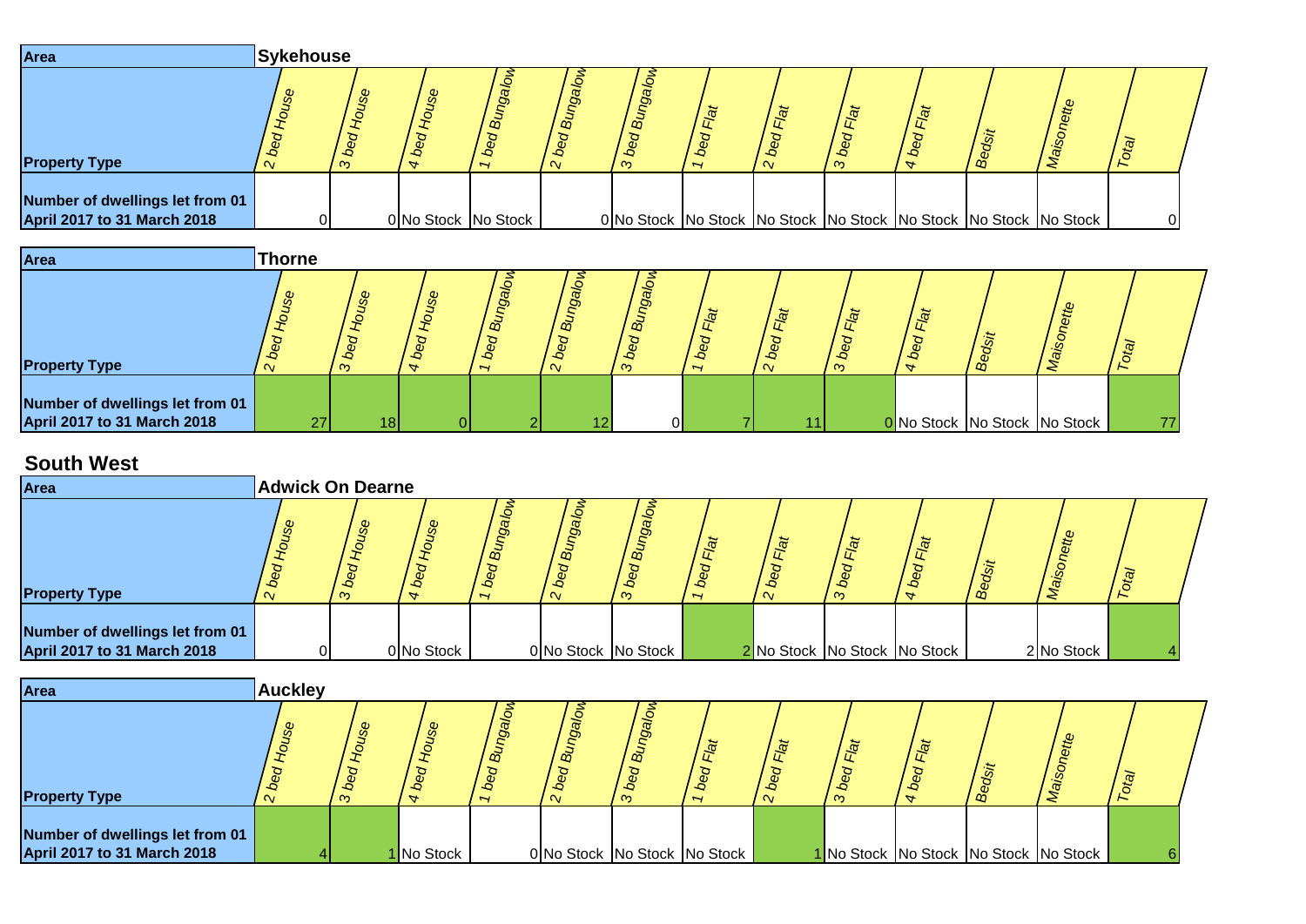| Area | Sykehouse | | | | | | | | | | | | |
|---|---|---|---|---|---|---|---|---|---|---|---|---|---|
| Property Type | 2 bed House | 3 bed House | 4 bed House | 1 bed Bungalow | 2 bed Bungalow | 3 bed Bungalow | 1 bed Flat | 2 bed Flat | 3 bed Flat | 4 bed Flat | Bedsit | Maisonette | Total |
| Number of dwellings let from 01 April 2017 to 31 March 2018 | 0 | 0 | No Stock | No Stock | 0 | No Stock | No Stock | No Stock | No Stock | No Stock | No Stock | No Stock | 0 |

| Area | Thorne | | | | | | | | | | | | |
|---|---|---|---|---|---|---|---|---|---|---|---|---|---|
| Property Type | 2 bed House | 3 bed House | 4 bed House | 1 bed Bungalow | 2 bed Bungalow | 3 bed Bungalow | 1 bed Flat | 2 bed Flat | 3 bed Flat | 4 bed Flat | Bedsit | Maisonette | Total |
| Number of dwellings let from 01 April 2017 to 31 March 2018 | 27 | 18 | 0 | 2 | 12 | 0 | 7 | 11 | 0 | No Stock | No Stock | No Stock | 77 |

## South West

| Area | Adwick On Dearne | | | | | | | | | | | | |
|---|---|---|---|---|---|---|---|---|---|---|---|---|---|
| Property Type | 2 bed House | 3 bed House | 4 bed House | 1 bed Bungalow | 2 bed Bungalow | 3 bed Bungalow | 1 bed Flat | 2 bed Flat | 3 bed Flat | 4 bed Flat | Bedsit | Maisonette | Total |
| Number of dwellings let from 01 April 2017 to 31 March 2018 | 0 | 0 | No Stock | 0 | No Stock | No Stock | 2 | No Stock | No Stock | No Stock | 2 | No Stock | 4 |

| Area | Auckley | | | | | | | | | | | | |
|---|---|---|---|---|---|---|---|---|---|---|---|---|---|
| Property Type | 2 bed House | 3 bed House | 4 bed House | 1 bed Bungalow | 2 bed Bungalow | 3 bed Bungalow | 1 bed Flat | 2 bed Flat | 3 bed Flat | 4 bed Flat | Bedsit | Maisonette | Total |
| Number of dwellings let from 01 April 2017 to 31 March 2018 | 4 | 1 | No Stock | 0 | No Stock | No Stock | No Stock | 1 | No Stock | No Stock | No Stock | No Stock | 6 |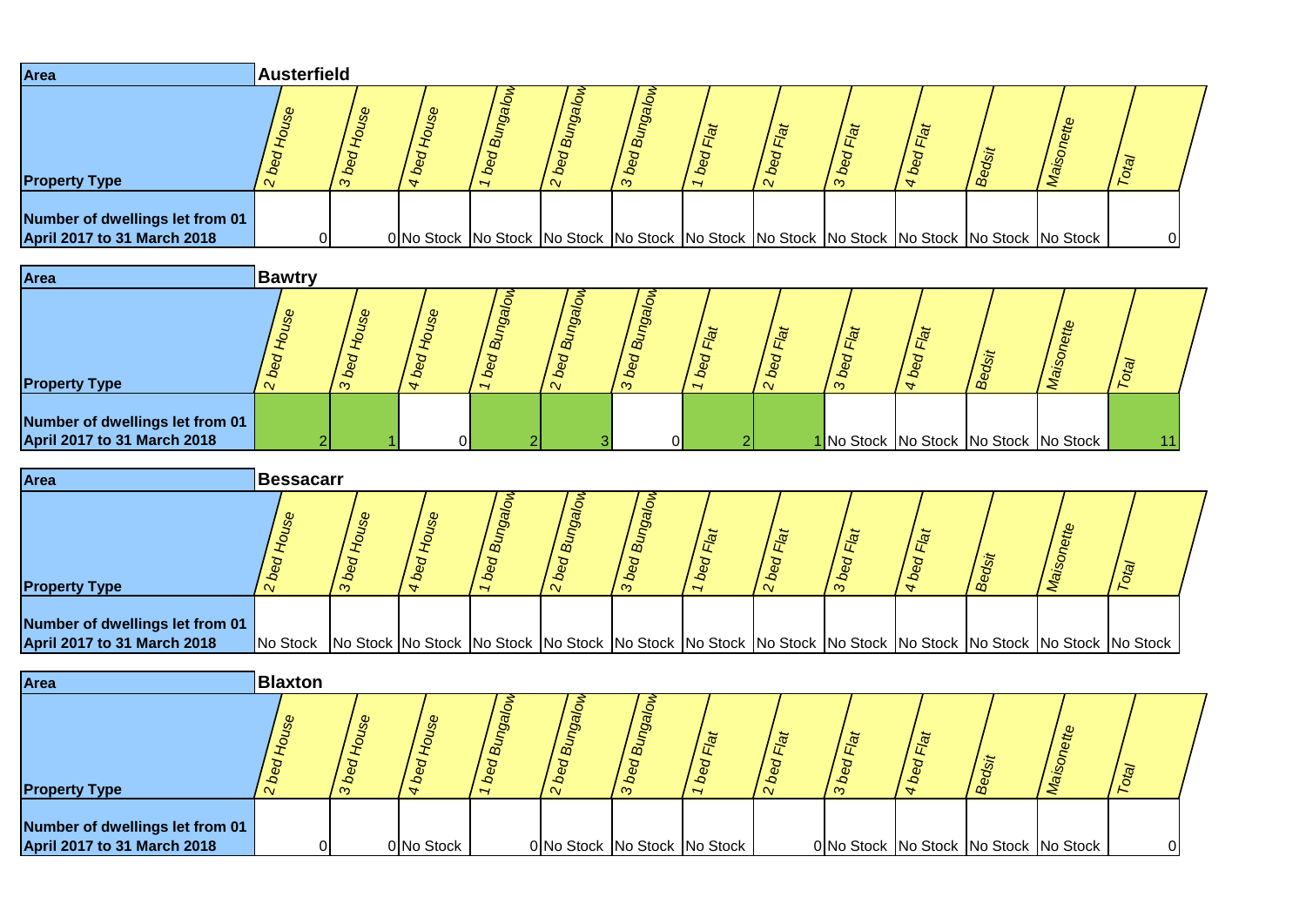| Area | Austerfield | | | | | | | | | | | | |
|---|---|---|---|---|---|---|---|---|---|---|---|---|---|
| Property Type | 2 bed House | 3 bed House | 4 bed House | 1 bed Bungalow | 2 bed Bungalow | 3 bed Bungalow | 1 bed Flat | 2 bed Flat | 3 bed Flat | 4 bed Flat | Bedsit | Maisonette | Total |
| Number of dwellings let from 01 April 2017 to 31 March 2018 | 0 | 0 | No Stock | No Stock | No Stock | No Stock | No Stock | No Stock | No Stock | No Stock | No Stock | No Stock | 0 |

| Area | Bawtry | | | | | | | | | | | | |
|---|---|---|---|---|---|---|---|---|---|---|---|---|---|
| Property Type | 2 bed House | 3 bed House | 4 bed House | 1 bed Bungalow | 2 bed Bungalow | 3 bed Bungalow | 1 bed Flat | 2 bed Flat | 3 bed Flat | 4 bed Flat | Bedsit | Maisonette | Total |
| Number of dwellings let from 01 April 2017 to 31 March 2018 | 2 | 1 | 0 | 2 | 3 | 0 | 2 | 1 | No Stock | No Stock | No Stock | No Stock | 11 |

| Area | Bessacarr | | | | | | | | | | | | |
|---|---|---|---|---|---|---|---|---|---|---|---|---|---|
| Property Type | 2 bed House | 3 bed House | 4 bed House | 1 bed Bungalow | 2 bed Bungalow | 3 bed Bungalow | 1 bed Flat | 2 bed Flat | 3 bed Flat | 4 bed Flat | Bedsit | Maisonette | Total |
| Number of dwellings let from 01 April 2017 to 31 March 2018 | No Stock | No Stock | No Stock | No Stock | No Stock | No Stock | No Stock | No Stock | No Stock | No Stock | No Stock | No Stock | No Stock |

| Area | Blaxton | | | | | | | | | | | | |
|---|---|---|---|---|---|---|---|---|---|---|---|---|---|
| Property Type | 2 bed House | 3 bed House | 4 bed House | 1 bed Bungalow | 2 bed Bungalow | 3 bed Bungalow | 1 bed Flat | 2 bed Flat | 3 bed Flat | 4 bed Flat | Bedsit | Maisonette | Total |
| Number of dwellings let from 01 April 2017 to 31 March 2018 | 0 | 0 | No Stock | 0 | No Stock | No Stock | No Stock | 0 | No Stock | No Stock | No Stock | No Stock | 0 |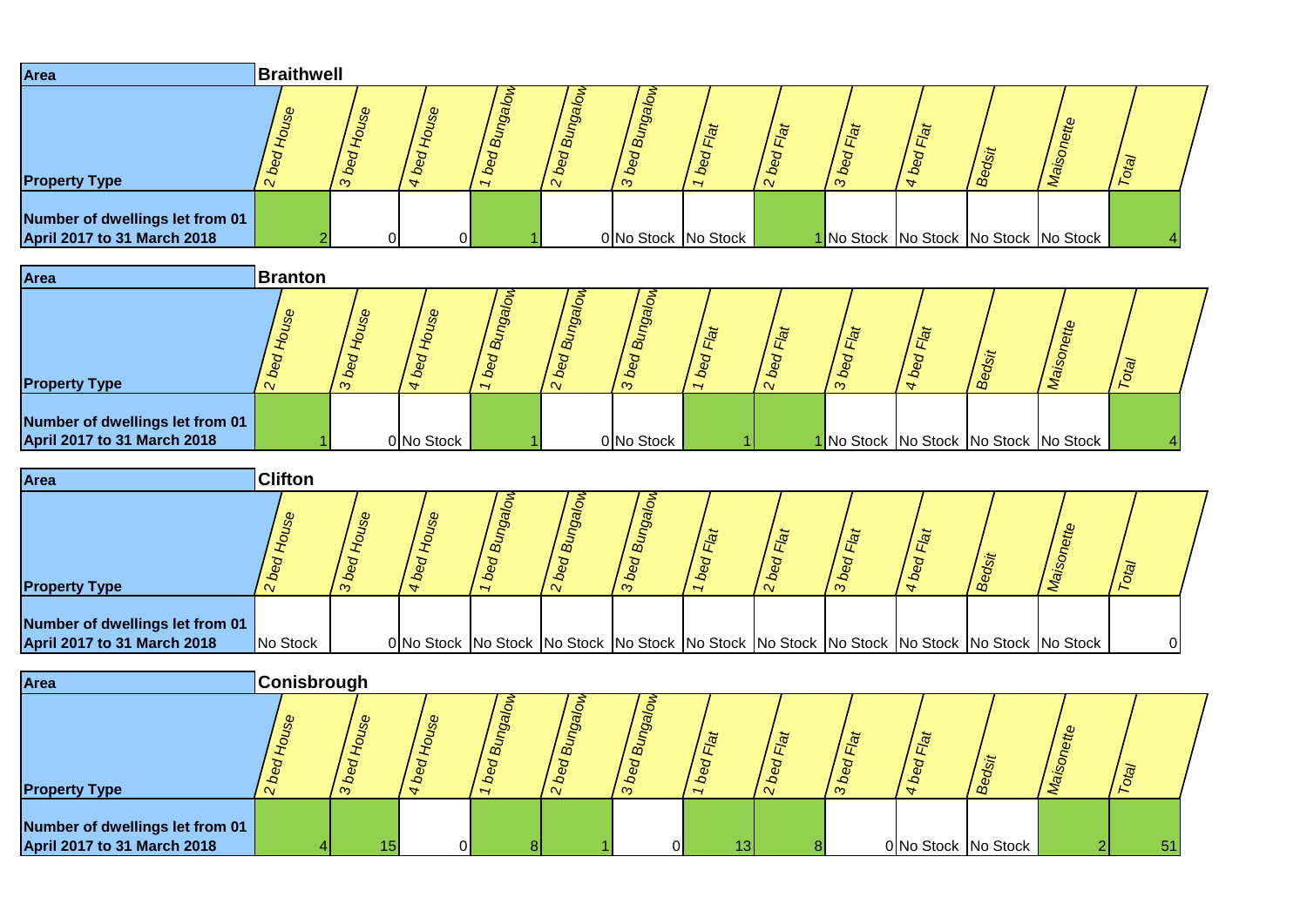| Area | Braithwell | | | | | | | | | | | | |
|---|---|---|---|---|---|---|---|---|---|---|---|---|---|
| **Property Type** | *2 bed House* | *3 bed House* | *4 bed House* | *1 bed Bungalow* | *2 bed Bungalow* | *3 bed Bungalow* | *1 bed Flat* | *2 bed Flat* | *3 bed Flat* | *4 bed Flat* | *Bedsit* | *Maisonette* | *Total* |
| **Number of dwellings let from 01 April 2017 to 31 March 2018** | 2 | 0 | 0 | 1 | 0 | No Stock | No Stock | 1 | No Stock | No Stock | No Stock | No Stock | 4 |

| Area | Branton | | | | | | | | | | | | |
|---|---|---|---|---|---|---|---|---|---|---|---|---|---|
| **Property Type** | *2 bed House* | *3 bed House* | *4 bed House* | *1 bed Bungalow* | *2 bed Bungalow* | *3 bed Bungalow* | *1 bed Flat* | *2 bed Flat* | *3 bed Flat* | *4 bed Flat* | *Bedsit* | *Maisonette* | *Total* |
| **Number of dwellings let from 01 April 2017 to 31 March 2018** | 1 | 0 | No Stock | 1 | 0 | No Stock | 1 | 1 | No Stock | No Stock | No Stock | No Stock | 4 |

| Area | Clifton | | | | | | | | | | | | |
|---|---|---|---|---|---|---|---|---|---|---|---|---|---|
| **Property Type** | *2 bed House* | *3 bed House* | *4 bed House* | *1 bed Bungalow* | *2 bed Bungalow* | *3 bed Bungalow* | *1 bed Flat* | *2 bed Flat* | *3 bed Flat* | *4 bed Flat* | *Bedsit* | *Maisonette* | *Total* |
| **Number of dwellings let from 01 April 2017 to 31 March 2018** | No Stock | 0 | No Stock | No Stock | No Stock | No Stock | No Stock | No Stock | No Stock | No Stock | No Stock | No Stock | 0 |

| Area | Conisbrough | | | | | | | | | | | | |
|---|---|---|---|---|---|---|---|---|---|---|---|---|---|
| **Property Type** | *2 bed House* | *3 bed House* | *4 bed House* | *1 bed Bungalow* | *2 bed Bungalow* | *3 bed Bungalow* | *1 bed Flat* | *2 bed Flat* | *3 bed Flat* | *4 bed Flat* | *Bedsit* | *Maisonette* | *Total* |
| **Number of dwellings let from 01 April 2017 to 31 March 2018** | 4 | 15 | 0 | 8 | 1 | 0 | 13 | 8 | 0 | No Stock | No Stock | 2 | 51 |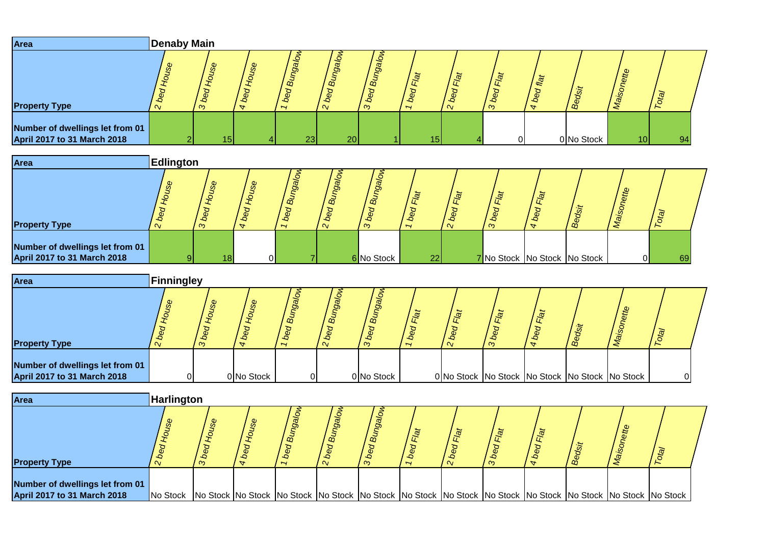| Area | Denaby Main | | | | | | | | | | | | |
|---|---|---|---|---|---|---|---|---|---|---|---|---|---|
| **Property Type** | *2 bed House* | *3 bed House* | *4 bed House* | *1 bed Bungalow* | *2 bed Bungalow* | *3 bed Bungalow* | *1 bed Flat* | *2 bed Flat* | *3 bed Flat* | *4 bed flat* | *Bedsit* | *Maisonette* | *Total* |
| **Number of dwellings let from 01 April 2017 to 31 March 2018** | 2 | 15 | 4 | 23 | 20 | 1 | 15 | 4 | 0 | 0 | No Stock | 10 | 94 |

| Area | Edlington | | | | | | | | | | | | |
|---|---|---|---|---|---|---|---|---|---|---|---|---|---|
| **Property Type** | *2 bed House* | *3 bed House* | *4 bed House* | *1 bed Bungalow* | *2 bed Bungalow* | *3 bed Bungalow* | *1 bed Flat* | *2 bed Flat* | *3 bed Flat* | *4 bed Flat* | *Bedsit* | *Maisonette* | *Total* |
| **Number of dwellings let from 01 April 2017 to 31 March 2018** | 9 | 18 | 0 | 7 | 6 | No Stock | 22 | 7 | No Stock | No Stock | No Stock | 0 | 69 |

| Area | Finningley | | | | | | | | | | | | |
|---|---|---|---|---|---|---|---|---|---|---|---|---|---|
| **Property Type** | *2 bed House* | *3 bed House* | *4 bed House* | *1 bed Bungalow* | *2 bed Bungalow* | *3 bed Bungalow* | *1 bed Flat* | *2 bed Flat* | *3 bed Flat* | *4 bed Flat* | *Bedsit* | *Maisonette* | *Total* |
| **Number of dwellings let from 01 April 2017 to 31 March 2018** | 0 | 0 | No Stock | 0 | 0 | No Stock | 0 | No Stock | No Stock | No Stock | No Stock | No Stock | 0 |

| Area | Harlington | | | | | | | | | | | | |
|---|---|---|---|---|---|---|---|---|---|---|---|---|---|
| **Property Type** | *2 bed House* | *3 bed House* | *4 bed House* | *1 bed Bungalow* | *2 bed Bungalow* | *3 bed Bungalow* | *1 bed Flat* | *2 bed Flat* | *3 bed Flat* | *4 bed Flat* | *Bedsit* | *Maisonette* | *Total* |
| **Number of dwellings let from 01 April 2017 to 31 March 2018** | No Stock | No Stock | No Stock | No Stock | No Stock | No Stock | No Stock | No Stock | No Stock | No Stock | No Stock | No Stock | No Stock |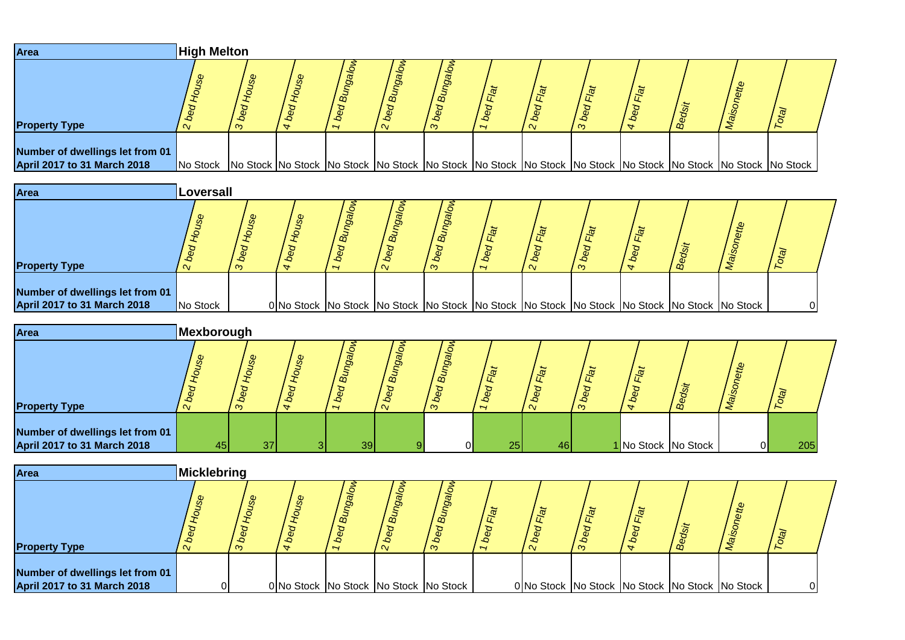| Area | High Melton | | | | | | | | | | | | |
|---|---|---|---|---|---|---|---|---|---|---|---|---|---|
| **Property Type** | *2 bed House* | *3 bed House* | *4 bed House* | *1 bed Bungalow* | *2 bed Bungalow* | *3 bed Bungalow* | *1 bed Flat* | *2 bed Flat* | *3 bed Flat* | *4 bed Flat* | *Bedsit* | *Maisonette* | *Total* |
| **Number of dwellings let from 01 April 2017 to 31 March 2018** | No Stock | No Stock | No Stock | No Stock | No Stock | No Stock | No Stock | No Stock | No Stock | No Stock | No Stock | No Stock | No Stock |

| Area | Loversall | | | | | | | | | | | | |
|---|---|---|---|---|---|---|---|---|---|---|---|---|---|
| **Property Type** | *2 bed House* | *3 bed House* | *4 bed House* | *1 bed Bungalow* | *2 bed Bungalow* | *3 bed Bungalow* | *1 bed Flat* | *2 bed Flat* | *3 bed Flat* | *4 bed Flat* | *Bedsit* | *Maisonette* | *Total* |
| **Number of dwellings let from 01 April 2017 to 31 March 2018** | No Stock | 0 | No Stock | No Stock | No Stock | No Stock | No Stock | No Stock | No Stock | No Stock | No Stock | No Stock | 0 |

| Area | Mexborough | | | | | | | | | | | | |
|---|---|---|---|---|---|---|---|---|---|---|---|---|---|
| **Property Type** | *2 bed House* | *3 bed House* | *4 bed House* | *1 bed Bungalow* | *2 bed Bungalow* | *3 bed Bungalow* | *1 bed Flat* | *2 bed Flat* | *3 bed Flat* | *4 bed Flat* | *Bedsit* | *Maisonette* | *Total* |
| **Number of dwellings let from 01 April 2017 to 31 March 2018** | 45 | 37 | 3 | 39 | 9 | 0 | 25 | 46 | 1 | No Stock | No Stock | 0 | 205 |

| Area | Micklebring | | | | | | | | | | | | |
|---|---|---|---|---|---|---|---|---|---|---|---|---|---|
| **Property Type** | *2 bed House* | *3 bed House* | *4 bed House* | *1 bed Bungalow* | *2 bed Bungalow* | *3 bed Bungalow* | *1 bed Flat* | *2 bed Flat* | *3 bed Flat* | *4 bed Flat* | *Bedsit* | *Maisonette* | *Total* |
| **Number of dwellings let from 01 April 2017 to 31 March 2018** | 0 | 0 | No Stock | No Stock | No Stock | No Stock | 0 | No Stock | No Stock | No Stock | No Stock | No Stock | 0 |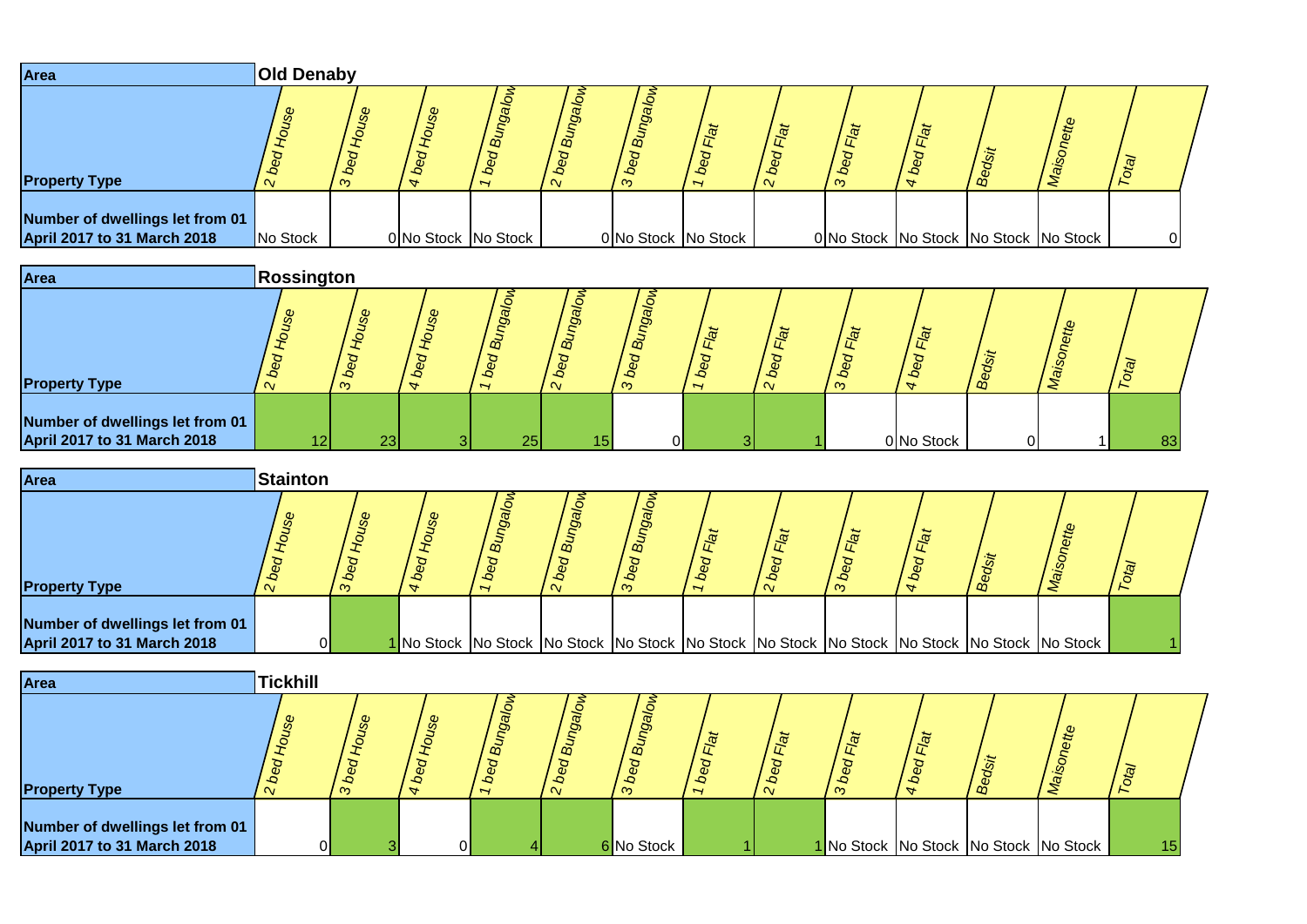| Area | Old Denaby | | | | | | | | | | | | |
|---|---|---|---|---|---|---|---|---|---|---|---|---|---|
| **Property Type** | 2 bed House | 3 bed House | 4 bed House | 1 bed Bungalow | 2 bed Bungalow | 3 bed Bungalow | 1 bed Flat | 2 bed Flat | 3 bed Flat | 4 bed Flat | Bedsit | Maisonette | Total |
| **Number of dwellings let from 01 April 2017 to 31 March 2018** | No Stock | 0 | No Stock | No Stock | 0 | No Stock | No Stock | 0 | No Stock | No Stock | No Stock | No Stock | 0 |

| Area | Rossington | | | | | | | | | | | | |
|---|---|---|---|---|---|---|---|---|---|---|---|---|---|
| **Property Type** | 2 bed House | 3 bed House | 4 bed House | 1 bed Bungalow | 2 bed Bungalow | 3 bed Bungalow | 1 bed Flat | 2 bed Flat | 3 bed Flat | 4 bed Flat | Bedsit | Maisonette | Total |
| **Number of dwellings let from 01 April 2017 to 31 March 2018** | 12 | 23 | 3 | 25 | 15 | 0 | 3 | 1 | 0 | No Stock | 0 | 1 | 83 |

| Area | Stainton | | | | | | | | | | | | |
|---|---|---|---|---|---|---|---|---|---|---|---|---|---|
| **Property Type** | 2 bed House | 3 bed House | 4 bed House | 1 bed Bungalow | 2 bed Bungalow | 3 bed Bungalow | 1 bed Flat | 2 bed Flat | 3 bed Flat | 4 bed Flat | Bedsit | Maisonette | Total |
| **Number of dwellings let from 01 April 2017 to 31 March 2018** | 0 | 1 | No Stock | No Stock | No Stock | No Stock | No Stock | No Stock | No Stock | No Stock | No Stock | No Stock | 1 |

| Area | Tickhill | | | | | | | | | | | | |
|---|---|---|---|---|---|---|---|---|---|---|---|---|---|
| **Property Type** | 2 bed House | 3 bed House | 4 bed House | 1 bed Bungalow | 2 bed Bungalow | 3 bed Bungalow | 1 bed Flat | 2 bed Flat | 3 bed Flat | 4 bed Flat | Bedsit | Maisonette | Total |
| **Number of dwellings let from 01 April 2017 to 31 March 2018** | 0 | 3 | 0 | 4 | 6 | No Stock | 1 | 1 | No Stock | No Stock | No Stock | No Stock | 15 |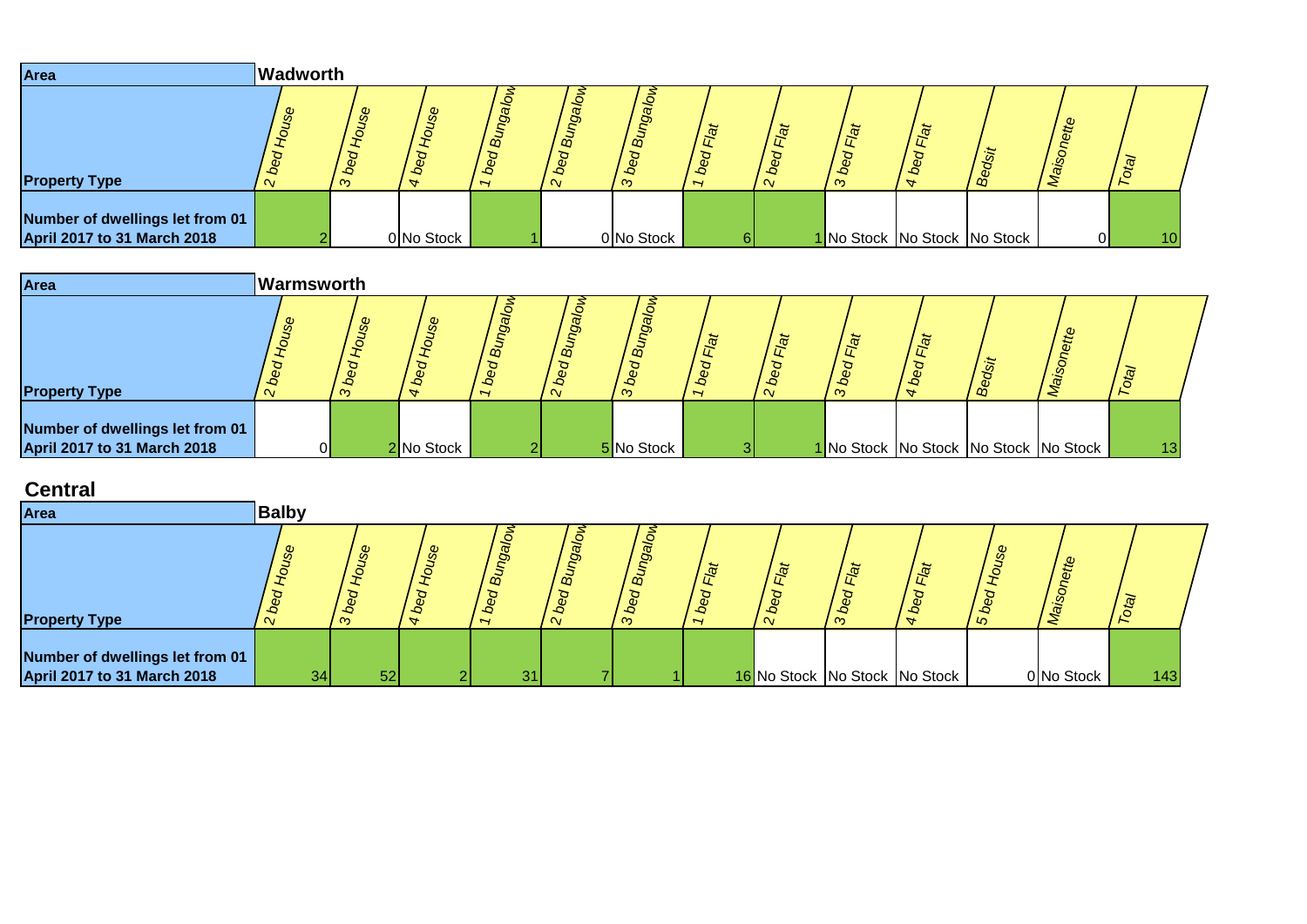| Area | Wadworth | | | | | | | | | | | | |
|---|---|---|---|---|---|---|---|---|---|---|---|---|---|
| **Property Type** | *2 bed House* | *3 bed House* | *4 bed House* | *1 bed Bungalow* | *2 bed Bungalow* | *3 bed Bungalow* | *1 bed Flat* | *2 bed Flat* | *3 bed Flat* | *4 bed Flat* | *Bedsit* | *Maisonette* | *Total* |
| **Number of dwellings let from 01 April 2017 to 31 March 2018** | 2 | 0 | No Stock | 1 | 0 | No Stock | 6 | 1 | No Stock | No Stock | No Stock | 0 | 10 |

| Area | Warmsworth | | | | | | | | | | | | |
|---|---|---|---|---|---|---|---|---|---|---|---|---|---|
| **Property Type** | *2 bed House* | *3 bed House* | *4 bed House* | *1 bed Bungalow* | *2 bed Bungalow* | *3 bed Bungalow* | *1 bed Flat* | *2 bed Flat* | *3 bed Flat* | *4 bed Flat* | *Bedsit* | *Maisonette* | *Total* |
| **Number of dwellings let from 01 April 2017 to 31 March 2018** | 0 | 2 | No Stock | 2 | 5 | No Stock | 3 | 1 | No Stock | No Stock | No Stock | No Stock | 13 |

## Central

| Area | Balby | | | | | | | | | | | | |
|---|---|---|---|---|---|---|---|---|---|---|---|---|---|
| **Property Type** | *2 bed House* | *3 bed House* | *4 bed House* | *1 bed Bungalow* | *2 bed Bungalow* | *3 bed Bungalow* | *1 bed Flat* | *2 bed Flat* | *3 bed Flat* | *4 bed Flat* | *5 bed House* | *Maisonette* | *Total* |
| **Number of dwellings let from 01 April 2017 to 31 March 2018** | 34 | 52 | 2 | 31 | 7 | 1 | 16 | No Stock | No Stock | No Stock | 0 | No Stock | 143 |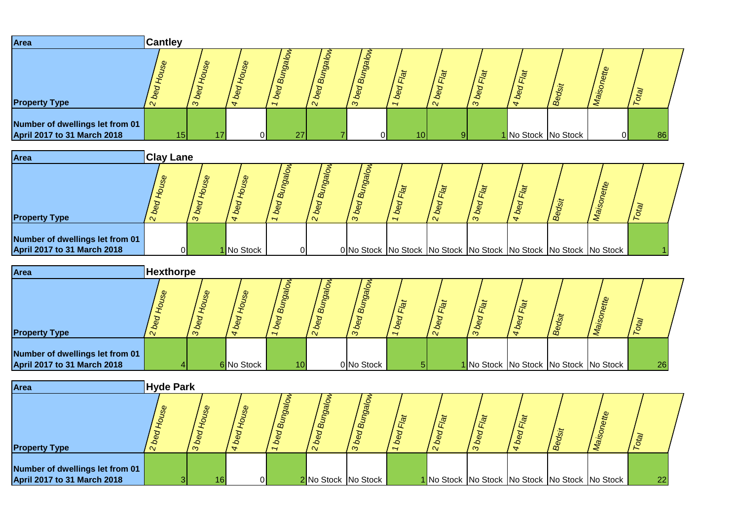| Area | Cantley | | | | | | | | | | | | |
|---|---|---|---|---|---|---|---|---|---|---|---|---|---|
| Property Type | 2 bed House | 3 bed House | 4 bed House | 1 bed Bungalow | 2 bed Bungalow | 3 bed Bungalow | 1 bed Flat | 2 bed Flat | 3 bed Flat | 4 bed Flat | Bedsit | Maisonette | Total |
| Number of dwellings let from 01 April 2017 to 31 March 2018 | 15 | 17 | 0 | 27 | 7 | 0 | 10 | 9 | 1 | No Stock | No Stock | 0 | 86 |

| Area | Clay Lane | | | | | | | | | | | | |
|---|---|---|---|---|---|---|---|---|---|---|---|---|---|
| Property Type | 2 bed House | 3 bed House | 4 bed House | 1 bed Bungalow | 2 bed Bungalow | 3 bed Bungalow | 1 bed Flat | 2 bed Flat | 3 bed Flat | 4 bed Flat | Bedsit | Maisonette | Total |
| Number of dwellings let from 01 April 2017 to 31 March 2018 | 0 | 1 | No Stock | 0 | 0 | No Stock | No Stock | No Stock | No Stock | No Stock | No Stock | No Stock | 1 |

| Area | Hexthorpe | | | | | | | | | | | | |
|---|---|---|---|---|---|---|---|---|---|---|---|---|---|
| Property Type | 2 bed House | 3 bed House | 4 bed House | 1 bed Bungalow | 2 bed Bungalow | 3 bed Bungalow | 1 bed Flat | 2 bed Flat | 3 bed Flat | 4 bed Flat | Bedsit | Maisonette | Total |
| Number of dwellings let from 01 April 2017 to 31 March 2018 | 4 | 6 | No Stock | 10 | 0 | No Stock | 5 | 1 | No Stock | No Stock | No Stock | No Stock | 26 |

| Area | Hyde Park | | | | | | | | | | | | |
|---|---|---|---|---|---|---|---|---|---|---|---|---|---|
| Property Type | 2 bed House | 3 bed House | 4 bed House | 1 bed Bungalow | 2 bed Bungalow | 3 bed Bungalow | 1 bed Flat | 2 bed Flat | 3 bed Flat | 4 bed Flat | Bedsit | Maisonette | Total |
| Number of dwellings let from 01 April 2017 to 31 March 2018 | 3 | 16 | 0 | 2 | No Stock | No Stock | 1 | No Stock | No Stock | No Stock | No Stock | No Stock | 22 |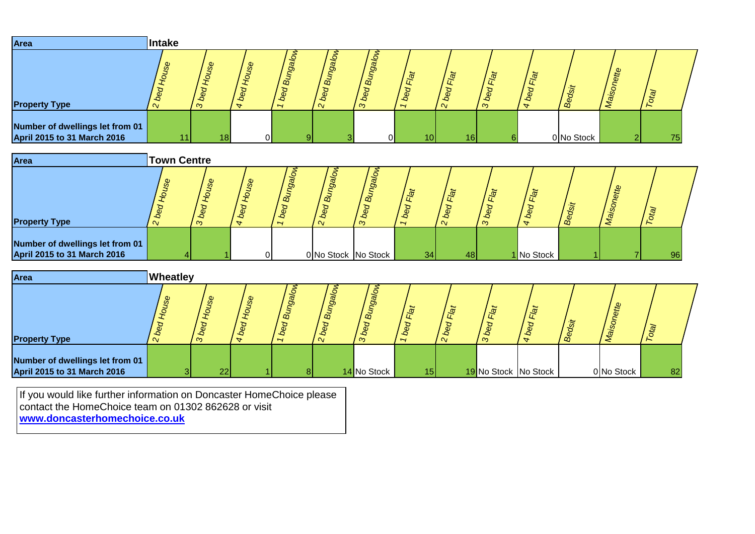| Area | Intake | | | | | | | | | | | | |
|---|---|---|---|---|---|---|---|---|---|---|---|---|---|
| **Property Type** | *2 bed House* | *3 bed House* | *4 bed House* | *1 bed Bungalow* | *2 bed Bungalow* | *3 bed Bungalow* | *1 bed Flat* | *2 bed Flat* | *3 bed Flat* | *4 bed Flat* | *Bedsit* | *Maisonette* | *Total* |
| **Number of dwellings let from 01 April 2015 to 31 March 2016** | 11 | 18 | 0 | 9 | 3 | 0 | 10 | 16 | 6 | 0 | No Stock | 2 | 75 |

| Area | Town Centre | | | | | | | | | | | | |
|---|---|---|---|---|---|---|---|---|---|---|---|---|---|
| **Property Type** | *2 bed House* | *3 bed House* | *4 bed House* | *1 bed Bungalow* | *2 bed Bungalow* | *3 bed Bungalow* | *1 bed Flat* | *2 bed Flat* | *3 bed Flat* | *4 bed Flat* | *Bedsit* | *Maisonette* | *Total* |
| **Number of dwellings let from 01 April 2015 to 31 March 2016** | 4 | 1 | 0 | 0 | No Stock | No Stock | 34 | 48 | 1 | No Stock | 1 | 7 | 96 |

| Area | Wheatley | | | | | | | | | | | | |
|---|---|---|---|---|---|---|---|---|---|---|---|---|---|
| **Property Type** | *2 bed House* | *3 bed House* | *4 bed House* | *1 bed Bungalow* | *2 bed Bungalow* | *3 bed Bungalow* | *1 bed Flat* | *2 bed Flat* | *3 bed Flat* | *4 bed Flat* | *Bedsit* | *Maisonette* | *Total* |
| **Number of dwellings let from 01 April 2015 to 31 March 2016** | 3 | 22 | 1 | 8 | 14 | No Stock | 15 | 19 | No Stock | No Stock | 0 | No Stock | 82 |

If you would like further information on Doncaster HomeChoice please contact the HomeChoice team on 01302 862628 or visit **www.doncasterhomechoice.co.uk**